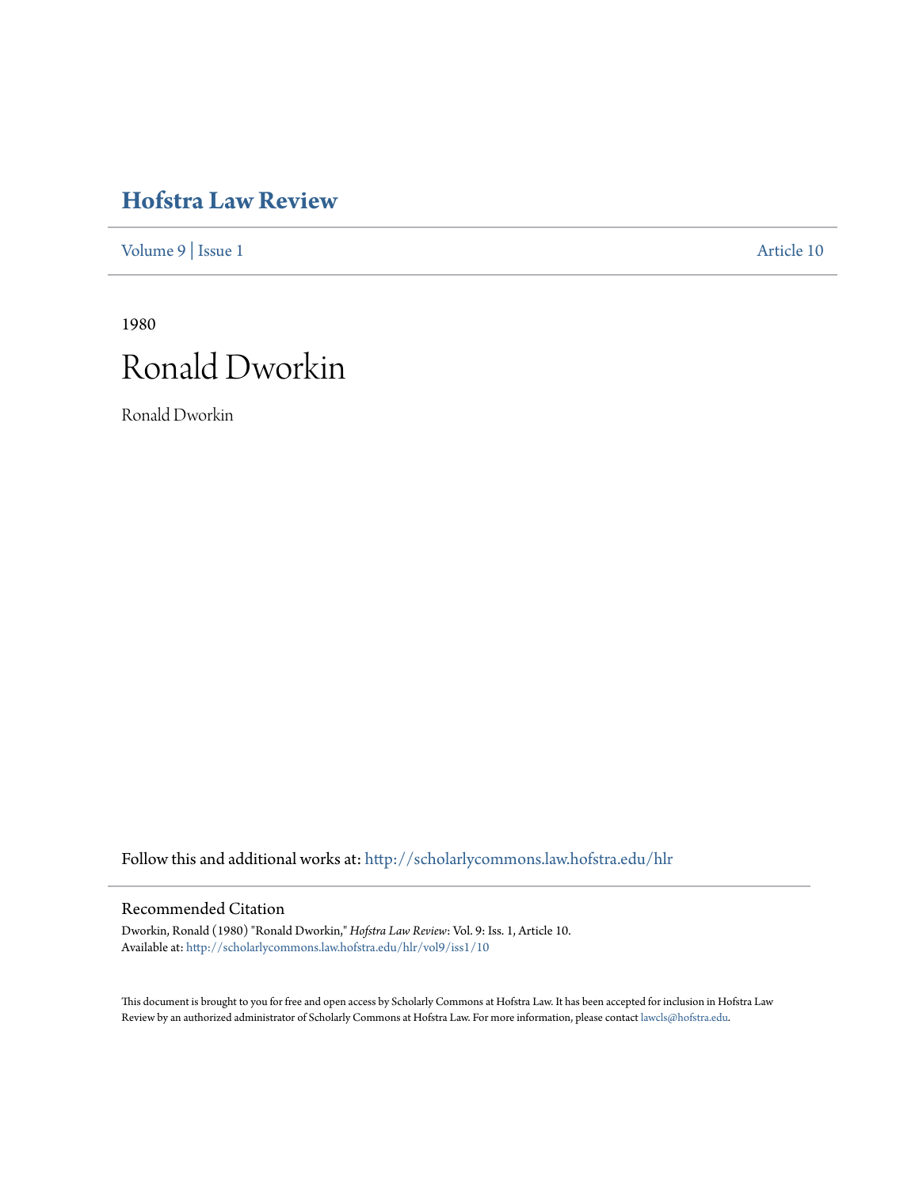# Hofstra Law Review

Volume 9 | Issue 1 Article 10

1980

# Ronald Dworkin

Ronald Dworkin

Follow this and additional works at: http://scholarlycommons.law.hofstra.edu/hlr

## Recommended Citation

Dworkin, Ronald (1980) "Ronald Dworkin," *Hofstra Law Review*: Vol. 9: Iss. 1, Article 10.
Available at: http://scholarlycommons.law.hofstra.edu/hlr/vol9/iss1/10

This document is brought to you for free and open access by Scholarly Commons at Hofstra Law. It has been accepted for inclusion in Hofstra Law Review by an authorized administrator of Scholarly Commons at Hofstra Law. For more information, please contact lawcls@hofstra.edu.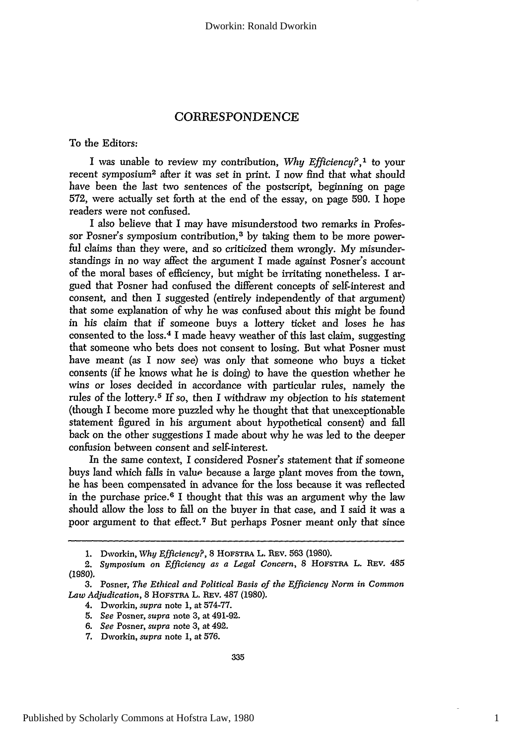## CORRESPONDENCE

To the Editors:

I was unable to review my contribution, *Why Efficiency?*,[1] to your recent symposium[2] after it was set in print. I now find that what should have been the last two sentences of the postscript, beginning on page 572, were actually set forth at the end of the essay, on page 590. I hope readers were not confused.

I also believe that I may have misunderstood two remarks in Professor Posner's symposium contribution,[3] by taking them to be more powerful claims than they were, and so criticized them wrongly. My misunderstandings in no way affect the argument I made against Posner's account of the moral bases of efficiency, but might be irritating nonetheless. I argued that Posner had confused the different concepts of self-interest and consent, and then I suggested (entirely independently of that argument) that some explanation of why he was confused about this might be found in his claim that if someone buys a lottery ticket and loses he has consented to the loss.[4] I made heavy weather of this last claim, suggesting that someone who bets does not consent to losing. But what Posner must have meant (as I now see) was only that someone who buys a ticket consents (if he knows what he is doing) to have the question whether he wins or loses decided in accordance with particular rules, namely the rules of the lottery.[5] If so, then I withdraw my objection to his statement (though I become more puzzled why he thought that that unexceptionable statement figured in his argument about hypothetical consent) and fall back on the other suggestions I made about why he was led to the deeper confusion between consent and self-interest.

In the same context, I considered Posner's statement that if someone buys land which falls in value because a large plant moves from the town, he has been compensated in advance for the loss because it was reflected in the purchase price.[6] I thought that this was an argument why the law should allow the loss to fall on the buyer in that case, and I said it was a poor argument to that effect.[7] But perhaps Posner meant only that since

---

1. Dworkin, *Why Efficiency?*, 8 HOFSTRA L. REV. 563 (1980).
2. *Symposium on Efficiency as a Legal Concern*, 8 HOFSTRA L. REV. 485 (1980).
3. Posner, *The Ethical and Political Basis of the Efficiency Norm in Common Law Adjudication*, 8 HOFSTRA L. REV. 487 (1980).
4. Dworkin, *supra* note 1, at 574-77.
5. *See* Posner, *supra* note 3, at 491-92.
6. *See* Posner, *supra* note 3, at 492.
7. Dworkin, *supra* note 1, at 576.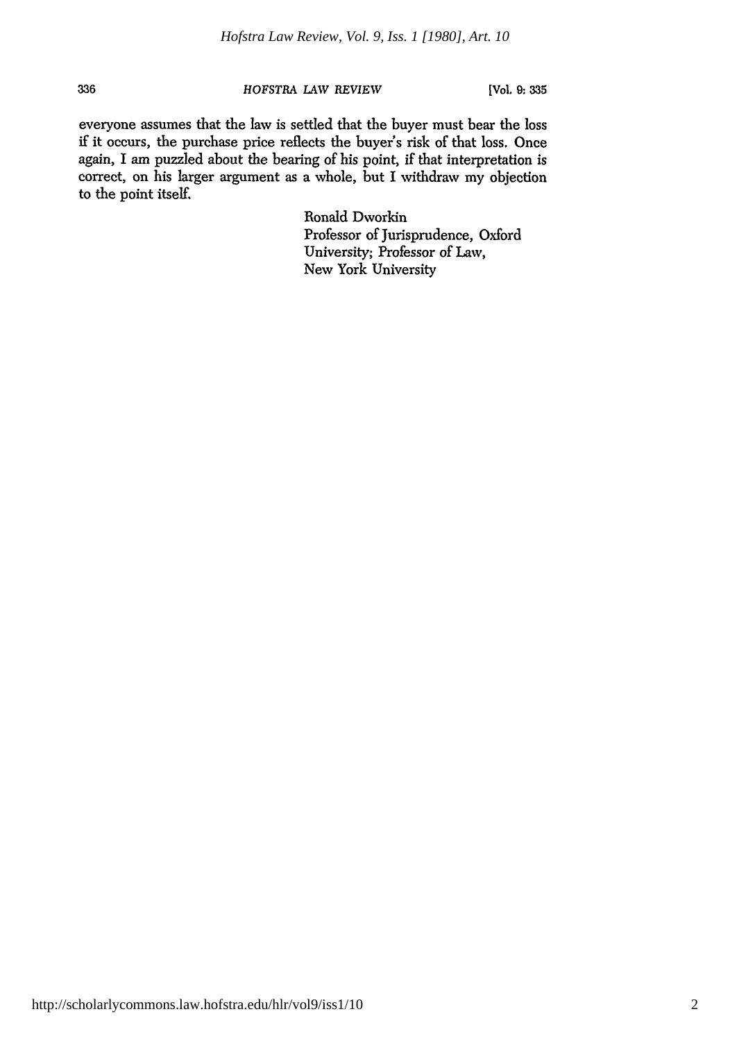everyone assumes that the law is settled that the buyer must bear the loss if it occurs, the purchase price reflects the buyer's risk of that loss. Once again, I am puzzled about the bearing of his point, if that interpretation is correct, on his larger argument as a whole, but I withdraw my objection to the point itself.

Ronald Dworkin
Professor of Jurisprudence, Oxford University; Professor of Law, New York University